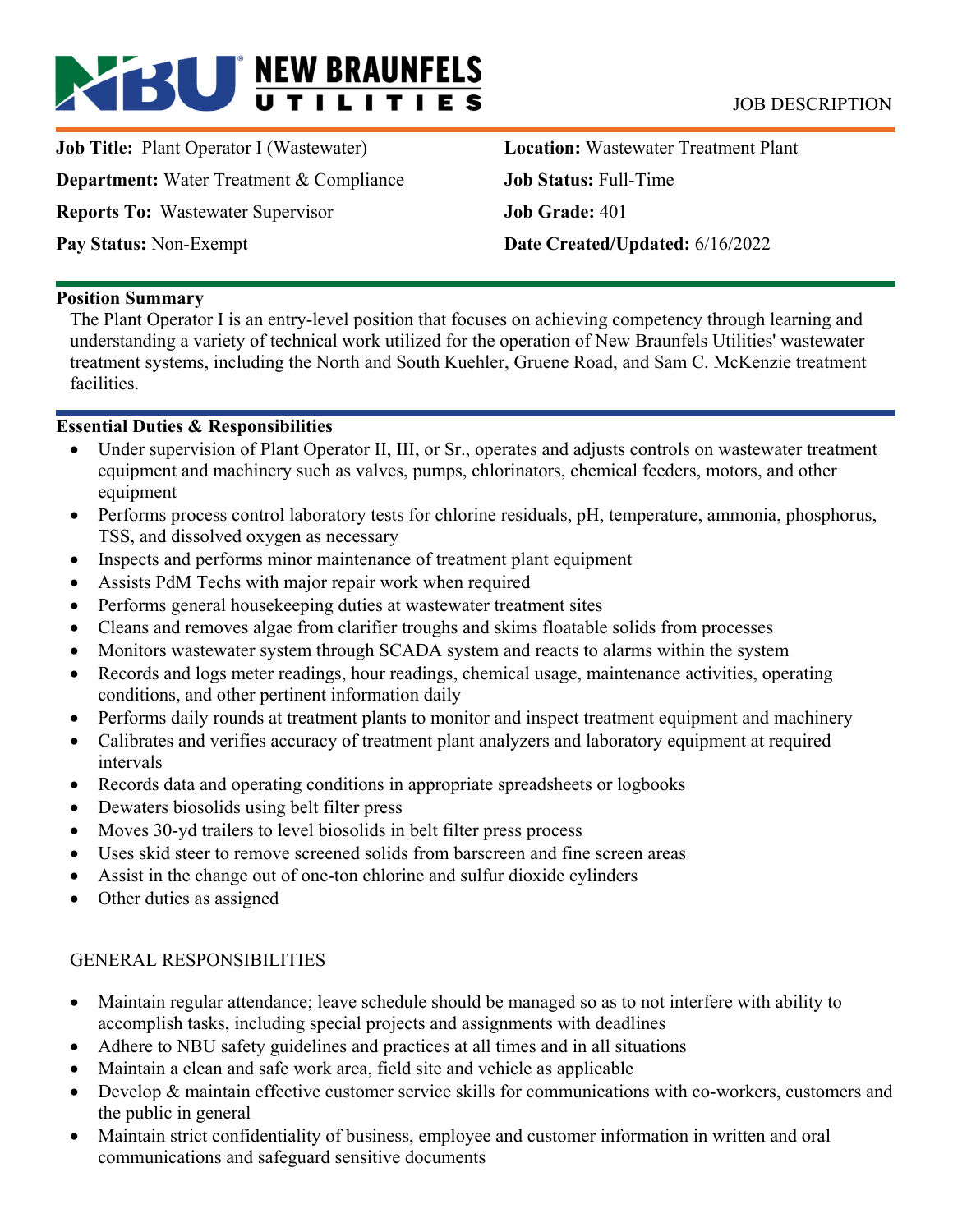**NEW BRAUNFELS UTILITIES**

JOB DESCRIPTION

| | |
|---|---|
| **Job Title:** Plant Operator I (Wastewater) | **Location:** Wastewater Treatment Plant |
| **Department:** Water Treatment & Compliance | **Job Status:** Full-Time |
| **Reports To:** Wastewater Supervisor | **Job Grade:** 401 |
| **Pay Status:** Non-Exempt | **Date Created/Updated:** 6/16/2022 |

## Position Summary

The Plant Operator I is an entry-level position that focuses on achieving competency through learning and understanding a variety of technical work utilized for the operation of New Braunfels Utilities' wastewater treatment systems, including the North and South Kuehler, Gruene Road, and Sam C. McKenzie treatment facilities.

## Essential Duties & Responsibilities

- Under supervision of Plant Operator II, III, or Sr., operates and adjusts controls on wastewater treatment equipment and machinery such as valves, pumps, chlorinators, chemical feeders, motors, and other equipment
- Performs process control laboratory tests for chlorine residuals, pH, temperature, ammonia, phosphorus, TSS, and dissolved oxygen as necessary
- Inspects and performs minor maintenance of treatment plant equipment
- Assists PdM Techs with major repair work when required
- Performs general housekeeping duties at wastewater treatment sites
- Cleans and removes algae from clarifier troughs and skims floatable solids from processes
- Monitors wastewater system through SCADA system and reacts to alarms within the system
- Records and logs meter readings, hour readings, chemical usage, maintenance activities, operating conditions, and other pertinent information daily
- Performs daily rounds at treatment plants to monitor and inspect treatment equipment and machinery
- Calibrates and verifies accuracy of treatment plant analyzers and laboratory equipment at required intervals
- Records data and operating conditions in appropriate spreadsheets or logbooks
- Dewaters biosolids using belt filter press
- Moves 30-yd trailers to level biosolids in belt filter press process
- Uses skid steer to remove screened solids from barscreen and fine screen areas
- Assist in the change out of one-ton chlorine and sulfur dioxide cylinders
- Other duties as assigned

GENERAL RESPONSIBILITIES

- Maintain regular attendance; leave schedule should be managed so as to not interfere with ability to accomplish tasks, including special projects and assignments with deadlines
- Adhere to NBU safety guidelines and practices at all times and in all situations
- Maintain a clean and safe work area, field site and vehicle as applicable
- Develop & maintain effective customer service skills for communications with co-workers, customers and the public in general
- Maintain strict confidentiality of business, employee and customer information in written and oral communications and safeguard sensitive documents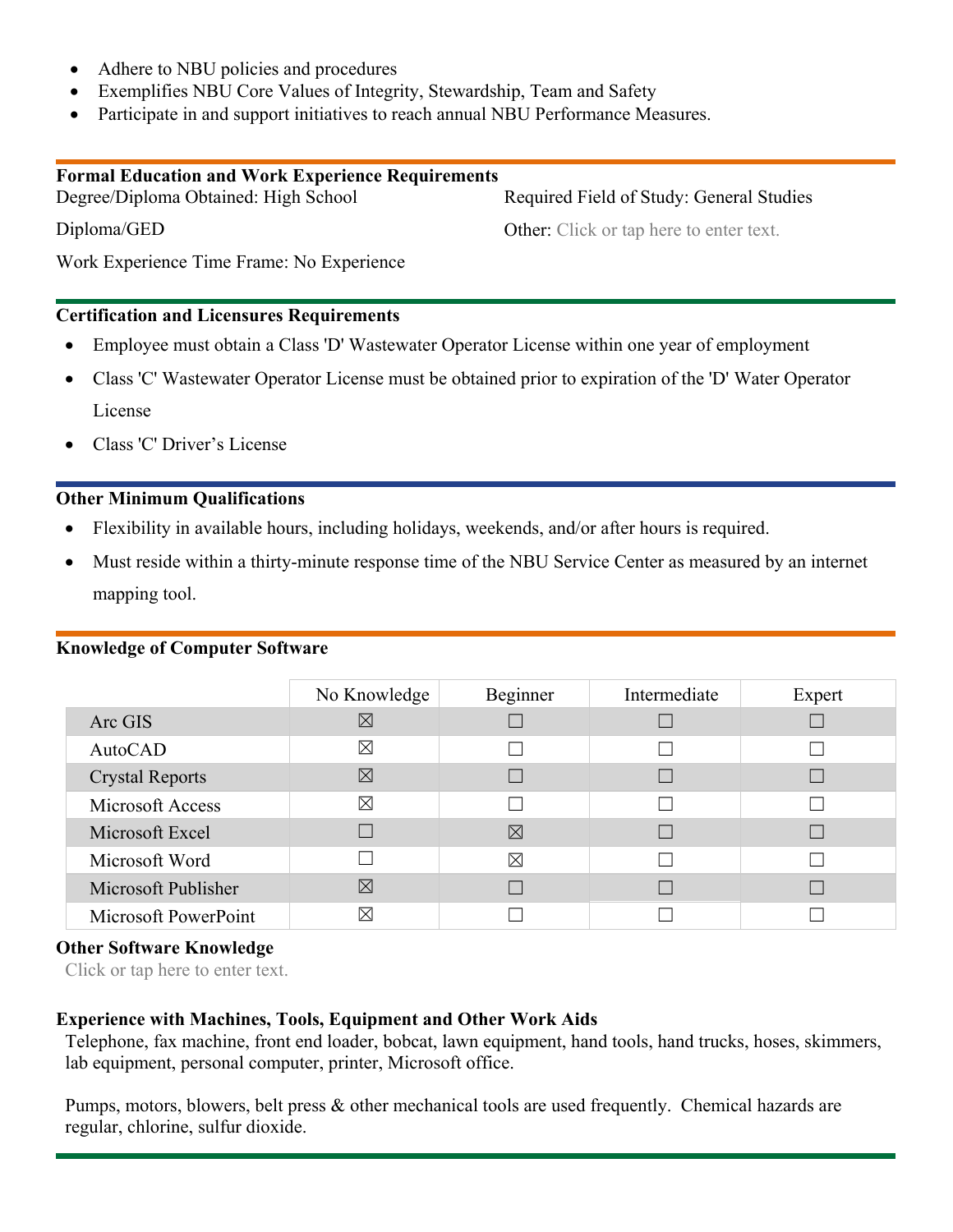- Adhere to NBU policies and procedures
- Exemplifies NBU Core Values of Integrity, Stewardship, Team and Safety
- Participate in and support initiatives to reach annual NBU Performance Measures.

**Formal Education and Work Experience Requirements**

Degree/Diploma Obtained: High School Diploma/GED

Required Field of Study: General Studies

Other: Click or tap here to enter text.

Work Experience Time Frame: No Experience

**Certification and Licensures Requirements**

- Employee must obtain a Class 'D' Wastewater Operator License within one year of employment
- Class 'C' Wastewater Operator License must be obtained prior to expiration of the 'D' Water Operator License
- Class 'C' Driver's License

**Other Minimum Qualifications**

- Flexibility in available hours, including holidays, weekends, and/or after hours is required.
- Must reside within a thirty-minute response time of the NBU Service Center as measured by an internet mapping tool.

**Knowledge of Computer Software**

| | No Knowledge | Beginner | Intermediate | Expert |
|---|---|---|---|---|
| Arc GIS | ☒ | ☐ | ☐ | ☐ |
| AutoCAD | ☒ | ☐ | ☐ | ☐ |
| Crystal Reports | ☒ | ☐ | ☐ | ☐ |
| Microsoft Access | ☒ | ☐ | ☐ | ☐ |
| Microsoft Excel | ☐ | ☒ | ☐ | ☐ |
| Microsoft Word | ☐ | ☒ | ☐ | ☐ |
| Microsoft Publisher | ☒ | ☐ | ☐ | ☐ |
| Microsoft PowerPoint | ☒ | ☐ | ☐ | ☐ |

**Other Software Knowledge**

Click or tap here to enter text.

**Experience with Machines, Tools, Equipment and Other Work Aids**

Telephone, fax machine, front end loader, bobcat, lawn equipment, hand tools, hand trucks, hoses, skimmers, lab equipment, personal computer, printer, Microsoft office.

Pumps, motors, blowers, belt press & other mechanical tools are used frequently. Chemical hazards are regular, chlorine, sulfur dioxide.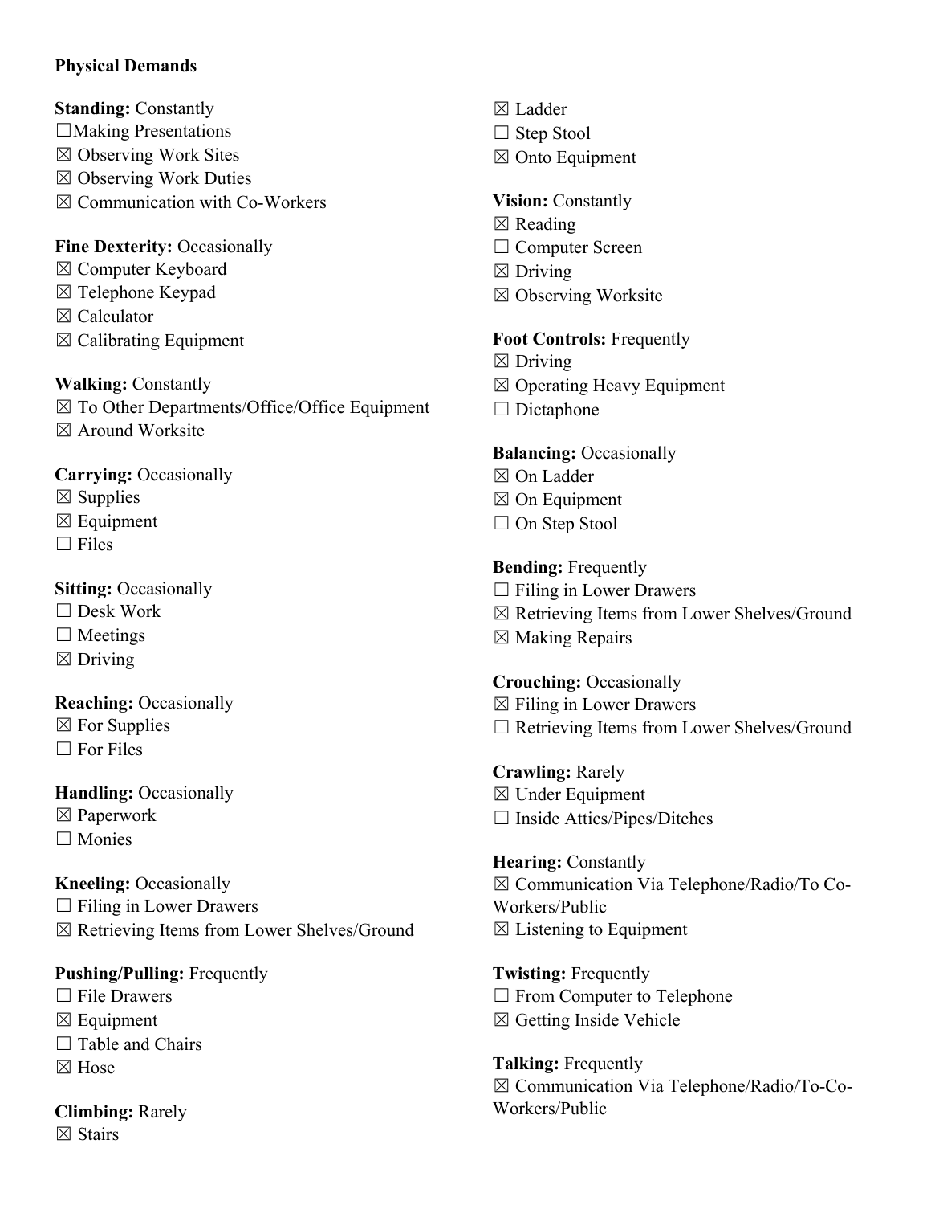**Physical Demands**

**Standing:** Constantly
☐Making Presentations
☒ Observing Work Sites
☒ Observing Work Duties
☒ Communication with Co-Workers

**Fine Dexterity:** Occasionally
☒ Computer Keyboard
☒ Telephone Keypad
☒ Calculator
☒ Calibrating Equipment

**Walking:** Constantly
☒ To Other Departments/Office/Office Equipment
☒ Around Worksite

**Carrying:** Occasionally
☒ Supplies
☒ Equipment
☐ Files

**Sitting:** Occasionally
☐ Desk Work
☐ Meetings
☒ Driving

**Reaching:** Occasionally
☒ For Supplies
☐ For Files

**Handling:** Occasionally
☒ Paperwork
☐ Monies

**Kneeling:** Occasionally
☐ Filing in Lower Drawers
☒ Retrieving Items from Lower Shelves/Ground

**Pushing/Pulling:** Frequently
☐ File Drawers
☒ Equipment
☐ Table and Chairs
☒ Hose

**Climbing:** Rarely
☒ Stairs
☒ Ladder
☐ Step Stool
☒ Onto Equipment

**Vision:** Constantly
☒ Reading
☐ Computer Screen
☒ Driving
☒ Observing Worksite

**Foot Controls:** Frequently
☒ Driving
☒ Operating Heavy Equipment
☐ Dictaphone

**Balancing:** Occasionally
☒ On Ladder
☒ On Equipment
☐ On Step Stool

**Bending:** Frequently
☐ Filing in Lower Drawers
☒ Retrieving Items from Lower Shelves/Ground
☒ Making Repairs

**Crouching:** Occasionally
☒ Filing in Lower Drawers
☐ Retrieving Items from Lower Shelves/Ground

**Crawling:** Rarely
☒ Under Equipment
☐ Inside Attics/Pipes/Ditches

**Hearing:** Constantly
☒ Communication Via Telephone/Radio/To Co-Workers/Public
☒ Listening to Equipment

**Twisting:** Frequently
☐ From Computer to Telephone
☒ Getting Inside Vehicle

**Talking:** Frequently
☒ Communication Via Telephone/Radio/To-Co-Workers/Public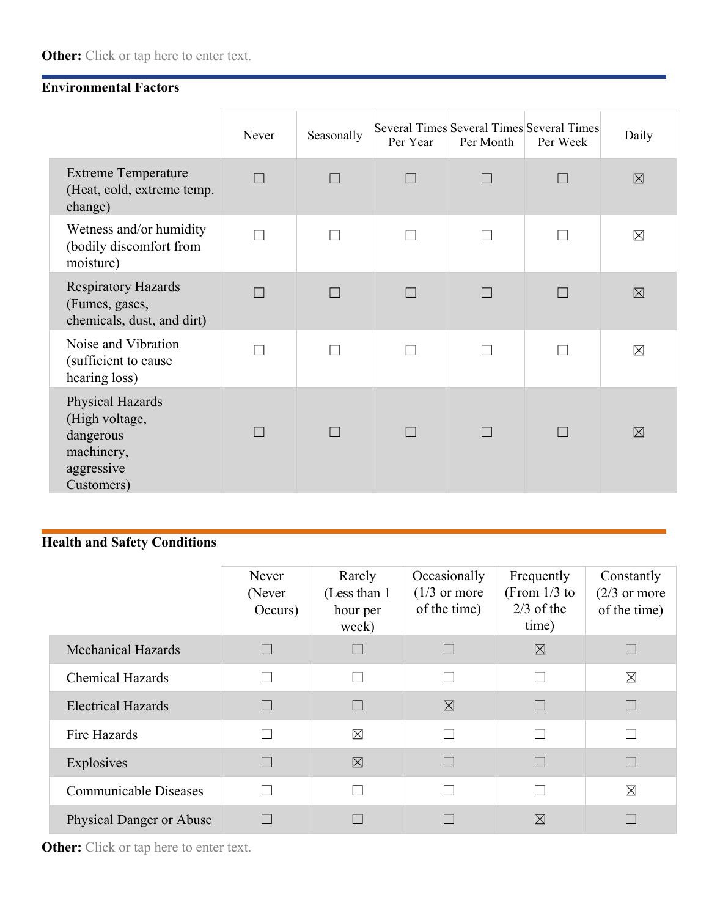**Other:** Click or tap here to enter text.

**Environmental Factors**

| | Never | Seasonally | Several Times Per Year | Several Times Per Month | Several Times Per Week | Daily |
|---|---|---|---|---|---|---|
| Extreme Temperature (Heat, cold, extreme temp. change) | ☐ | ☐ | ☐ | ☐ | ☐ | ☒ |
| Wetness and/or humidity (bodily discomfort from moisture) | ☐ | ☐ | ☐ | ☐ | ☐ | ☒ |
| Respiratory Hazards (Fumes, gases, chemicals, dust, and dirt) | ☐ | ☐ | ☐ | ☐ | ☐ | ☒ |
| Noise and Vibration (sufficient to cause hearing loss) | ☐ | ☐ | ☐ | ☐ | ☐ | ☒ |
| Physical Hazards (High voltage, dangerous machinery, aggressive Customers) | ☐ | ☐ | ☐ | ☐ | ☐ | ☒ |

**Health and Safety Conditions**

| | Never (Never Occurs) | Rarely (Less than 1 hour per week) | Occasionally (1/3 or more of the time) | Frequently (From 1/3 to 2/3 of the time) | Constantly (2/3 or more of the time) |
|---|---|---|---|---|---|
| Mechanical Hazards | ☐ | ☐ | ☐ | ☒ | ☐ |
| Chemical Hazards | ☐ | ☐ | ☐ | ☐ | ☒ |
| Electrical Hazards | ☐ | ☐ | ☒ | ☐ | ☐ |
| Fire Hazards | ☐ | ☒ | ☐ | ☐ | ☐ |
| Explosives | ☐ | ☒ | ☐ | ☐ | ☐ |
| Communicable Diseases | ☐ | ☐ | ☐ | ☐ | ☒ |
| Physical Danger or Abuse | ☐ | ☐ | ☐ | ☒ | ☐ |

**Other:** Click or tap here to enter text.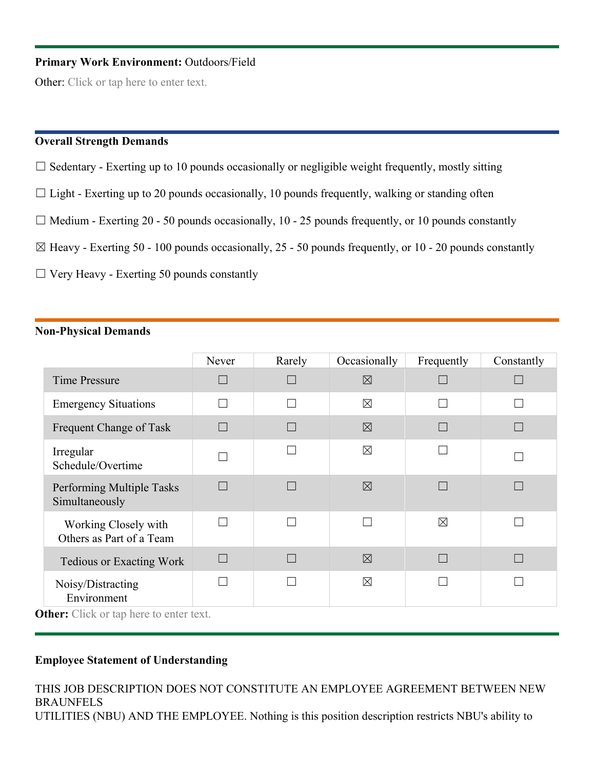**Primary Work Environment:** Outdoors/Field

Other: Click or tap here to enter text.

**Overall Strength Demands**

☐ Sedentary - Exerting up to 10 pounds occasionally or negligible weight frequently, mostly sitting

☐ Light - Exerting up to 20 pounds occasionally, 10 pounds frequently, walking or standing often

☐ Medium - Exerting 20 - 50 pounds occasionally, 10 - 25 pounds frequently, or 10 pounds constantly

☒ Heavy - Exerting 50 - 100 pounds occasionally, 25 - 50 pounds frequently, or 10 - 20 pounds constantly

☐ Very Heavy - Exerting 50 pounds constantly

**Non-Physical Demands**

| | Never | Rarely | Occasionally | Frequently | Constantly |
|---|---|---|---|---|---|
| Time Pressure | ☐ | ☐ | ☒ | ☐ | ☐ |
| Emergency Situations | ☐ | ☐ | ☒ | ☐ | ☐ |
| Frequent Change of Task | ☐ | ☐ | ☒ | ☐ | ☐ |
| Irregular Schedule/Overtime | ☐ | ☐ | ☒ | ☐ | ☐ |
| Performing Multiple Tasks Simultaneously | ☐ | ☐ | ☒ | ☐ | ☐ |
| Working Closely with Others as Part of a Team | ☐ | ☐ | ☐ | ☒ | ☐ |
| Tedious or Exacting Work | ☐ | ☐ | ☒ | ☐ | ☐ |
| Noisy/Distracting Environment | ☐ | ☐ | ☒ | ☐ | ☐ |

**Other:** Click or tap here to enter text.

**Employee Statement of Understanding**

THIS JOB DESCRIPTION DOES NOT CONSTITUTE AN EMPLOYEE AGREEMENT BETWEEN NEW BRAUNFELS UTILITIES (NBU) AND THE EMPLOYEE. Nothing is this position description restricts NBU's ability to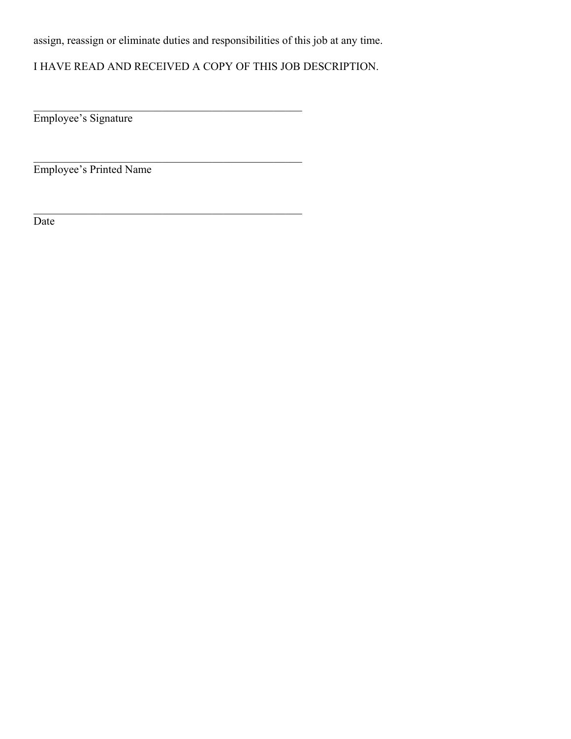assign, reassign or eliminate duties and responsibilities of this job at any time.

I HAVE READ AND RECEIVED A COPY OF THIS JOB DESCRIPTION.

\_\_\_\_\_\_\_\_\_\_\_\_\_\_\_\_\_\_\_\_\_\_\_\_\_\_\_\_\_\_\_\_\_\_\_\_\_\_\_\_\_\_\_\_\_\_\_\_
Employee's Signature

\_\_\_\_\_\_\_\_\_\_\_\_\_\_\_\_\_\_\_\_\_\_\_\_\_\_\_\_\_\_\_\_\_\_\_\_\_\_\_\_\_\_\_\_\_\_\_\_
Employee's Printed Name

\_\_\_\_\_\_\_\_\_\_\_\_\_\_\_\_\_\_\_\_\_\_\_\_\_\_\_\_\_\_\_\_\_\_\_\_\_\_\_\_\_\_\_\_\_\_\_\_
Date